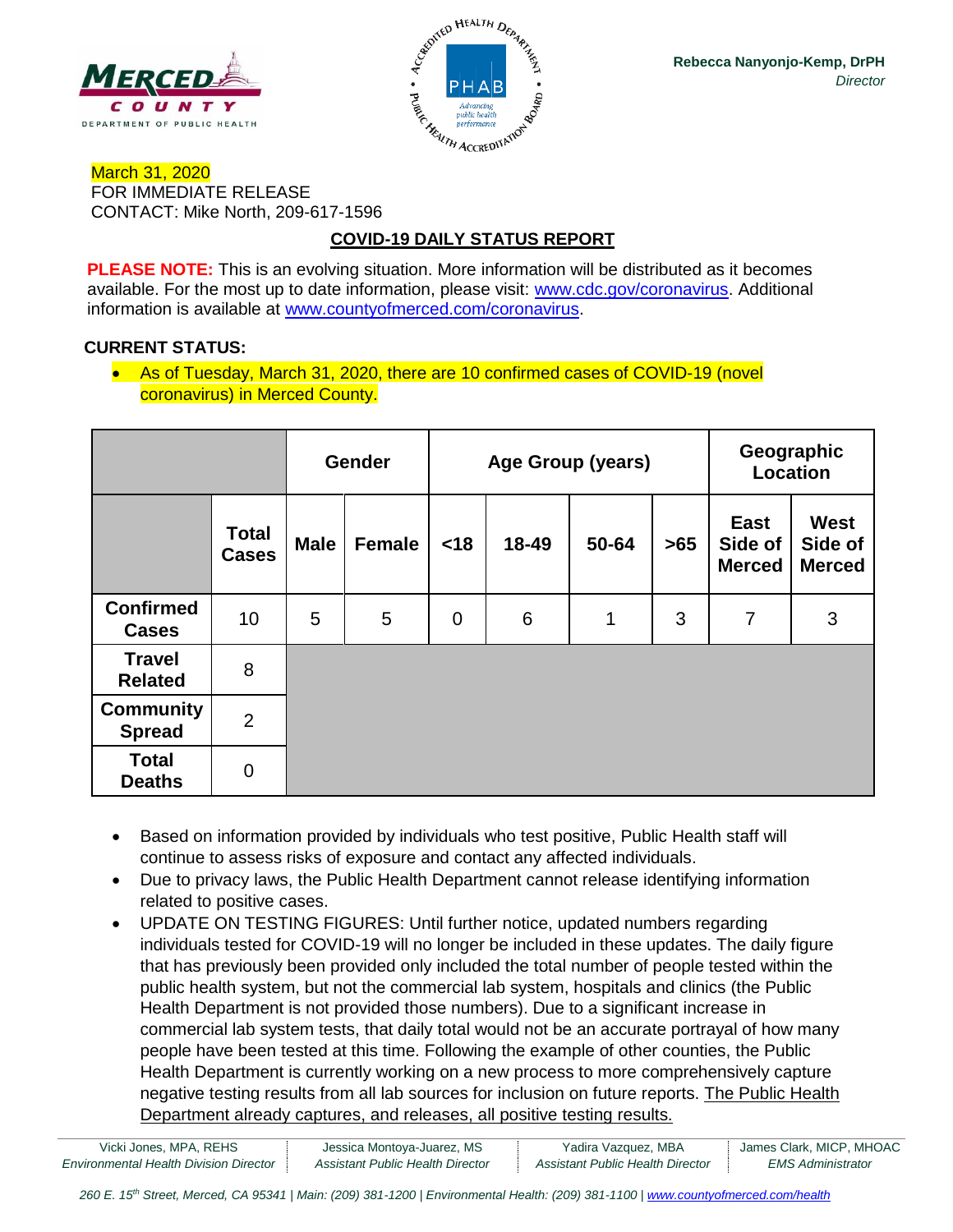Rebecca Nanyonjo-Kemp, DrPH
*Director*

March 31, 2020
FOR IMMEDIATE RELEASE
CONTACT: Mike North, 209-617-1596

## COVID-19 DAILY STATUS REPORT

**PLEASE NOTE:** This is an evolving situation. More information will be distributed as it becomes available. For the most up to date information, please visit: www.cdc.gov/coronavirus. Additional information is available at www.countyofmerced.com/coronavirus.

**CURRENT STATUS:**

- As of Tuesday, March 31, 2020, there are 10 confirmed cases of COVID-19 (novel coronavirus) in Merced County.

| | | Gender | | Age Group (years) | | | | Geographic Location | |
|---|---|---|---|---|---|---|---|---|---|
| | **Total Cases** | **Male** | **Female** | **<18** | **18-49** | **50-64** | **>65** | **East Side of Merced** | **West Side of Merced** |
| **Confirmed Cases** | 10 | 5 | 5 | 0 | 6 | 1 | 3 | 7 | 3 |
| **Travel Related** | 8 | | | | | | | | |
| **Community Spread** | 2 | | | | | | | | |
| **Total Deaths** | 0 | | | | | | | | |

- Based on information provided by individuals who test positive, Public Health staff will continue to assess risks of exposure and contact any affected individuals.
- Due to privacy laws, the Public Health Department cannot release identifying information related to positive cases.
- UPDATE ON TESTING FIGURES: Until further notice, updated numbers regarding individuals tested for COVID-19 will no longer be included in these updates. The daily figure that has previously been provided only included the total number of people tested within the public health system, but not the commercial lab system, hospitals and clinics (the Public Health Department is not provided those numbers). Due to a significant increase in commercial lab system tests, that daily total would not be an accurate portrayal of how many people have been tested at this time. Following the example of other counties, the Public Health Department is currently working on a new process to more comprehensively capture negative testing results from all lab sources for inclusion on future reports. The Public Health Department already captures, and releases, all positive testing results.

Vicki Jones, MPA, REHS — *Environmental Health Division Director* | Jessica Montoya-Juarez, MS — *Assistant Public Health Director* | Yadira Vazquez, MBA — *Assistant Public Health Director* | James Clark, MICP, MHOAC — *EMS Administrator*

*260 E. 15th Street, Merced, CA 95341 | Main: (209) 381-1200 | Environmental Health: (209) 381-1100 | www.countyofmerced.com/health*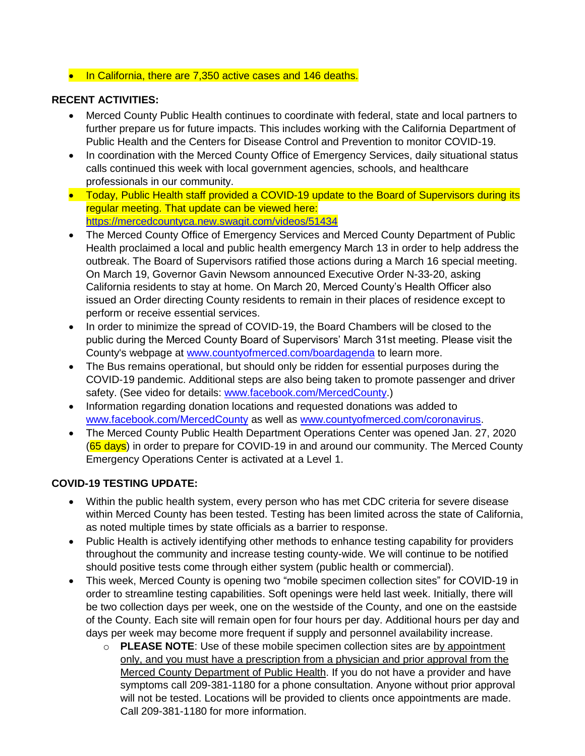- In California, there are 7,350 active cases and 146 deaths.

**RECENT ACTIVITIES:**

- Merced County Public Health continues to coordinate with federal, state and local partners to further prepare us for future impacts. This includes working with the California Department of Public Health and the Centers for Disease Control and Prevention to monitor COVID-19.
- In coordination with the Merced County Office of Emergency Services, daily situational status calls continued this week with local government agencies, schools, and healthcare professionals in our community.
- Today, Public Health staff provided a COVID-19 update to the Board of Supervisors during its regular meeting. That update can be viewed here: https://mercedcountyca.new.swagit.com/videos/51434
- The Merced County Office of Emergency Services and Merced County Department of Public Health proclaimed a local and public health emergency March 13 in order to help address the outbreak. The Board of Supervisors ratified those actions during a March 16 special meeting. On March 19, Governor Gavin Newsom announced Executive Order N-33-20, asking California residents to stay at home. On March 20, Merced County's Health Officer also issued an Order directing County residents to remain in their places of residence except to perform or receive essential services.
- In order to minimize the spread of COVID-19, the Board Chambers will be closed to the public during the Merced County Board of Supervisors' March 31st meeting. Please visit the County's webpage at www.countyofmerced.com/boardagenda to learn more.
- The Bus remains operational, but should only be ridden for essential purposes during the COVID-19 pandemic. Additional steps are also being taken to promote passenger and driver safety. (See video for details: www.facebook.com/MercedCounty.)
- Information regarding donation locations and requested donations was added to www.facebook.com/MercedCounty as well as www.countyofmerced.com/coronavirus.
- The Merced County Public Health Department Operations Center was opened Jan. 27, 2020 (65 days) in order to prepare for COVID-19 in and around our community. The Merced County Emergency Operations Center is activated at a Level 1.

**COVID-19 TESTING UPDATE:**

- Within the public health system, every person who has met CDC criteria for severe disease within Merced County has been tested. Testing has been limited across the state of California, as noted multiple times by state officials as a barrier to response.
- Public Health is actively identifying other methods to enhance testing capability for providers throughout the community and increase testing county-wide. We will continue to be notified should positive tests come through either system (public health or commercial).
- This week, Merced County is opening two "mobile specimen collection sites" for COVID-19 in order to streamline testing capabilities. Soft openings were held last week. Initially, there will be two collection days per week, one on the westside of the County, and one on the eastside of the County. Each site will remain open for four hours per day. Additional hours per day and days per week may become more frequent if supply and personnel availability increase.
  - **PLEASE NOTE**: Use of these mobile specimen collection sites are by appointment only, and you must have a prescription from a physician and prior approval from the Merced County Department of Public Health. If you do not have a provider and have symptoms call 209-381-1180 for a phone consultation. Anyone without prior approval will not be tested. Locations will be provided to clients once appointments are made. Call 209-381-1180 for more information.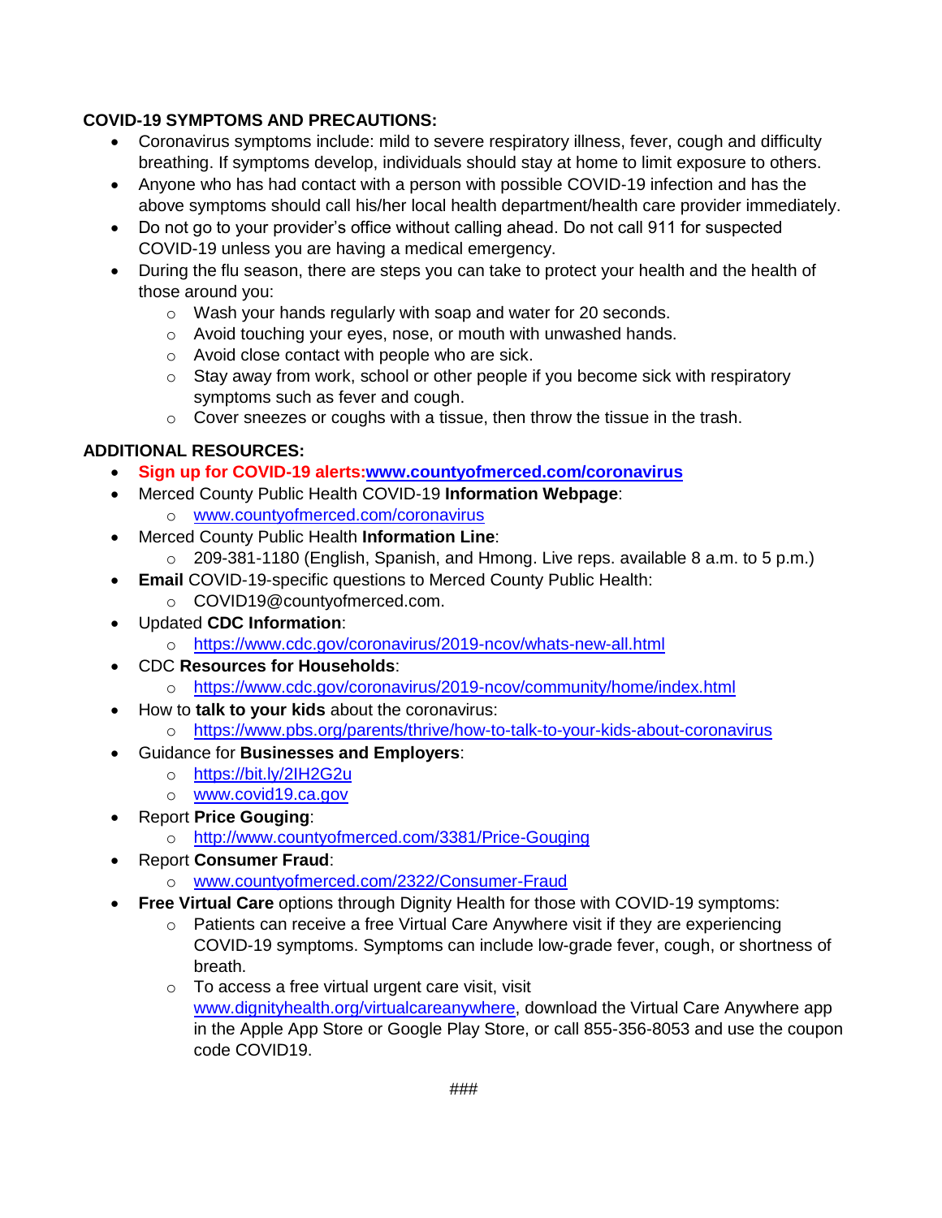**COVID-19 SYMPTOMS AND PRECAUTIONS:**

- Coronavirus symptoms include: mild to severe respiratory illness, fever, cough and difficulty breathing. If symptoms develop, individuals should stay at home to limit exposure to others.
- Anyone who has had contact with a person with possible COVID-19 infection and has the above symptoms should call his/her local health department/health care provider immediately.
- Do not go to your provider's office without calling ahead. Do not call 911 for suspected COVID-19 unless you are having a medical emergency.
- During the flu season, there are steps you can take to protect your health and the health of those around you:
  - Wash your hands regularly with soap and water for 20 seconds.
  - Avoid touching your eyes, nose, or mouth with unwashed hands.
  - Avoid close contact with people who are sick.
  - Stay away from work, school or other people if you become sick with respiratory symptoms such as fever and cough.
  - Cover sneezes or coughs with a tissue, then throw the tissue in the trash.

**ADDITIONAL RESOURCES:**

- **Sign up for COVID-19 alerts:[www.countyofmerced.com/coronavirus](www.countyofmerced.com/coronavirus)**
- Merced County Public Health COVID-19 **Information Webpage**:
  - [www.countyofmerced.com/coronavirus](www.countyofmerced.com/coronavirus)
- Merced County Public Health **Information Line**:
  - 209-381-1180 (English, Spanish, and Hmong. Live reps. available 8 a.m. to 5 p.m.)
- **Email** COVID-19-specific questions to Merced County Public Health:
  - COVID19@countyofmerced.com.
- Updated **CDC Information**:
  - [https://www.cdc.gov/coronavirus/2019-ncov/whats-new-all.html](https://www.cdc.gov/coronavirus/2019-ncov/whats-new-all.html)
- CDC **Resources for Households**:
  - [https://www.cdc.gov/coronavirus/2019-ncov/community/home/index.html](https://www.cdc.gov/coronavirus/2019-ncov/community/home/index.html)
- How to **talk to your kids** about the coronavirus:
  - [https://www.pbs.org/parents/thrive/how-to-talk-to-your-kids-about-coronavirus](https://www.pbs.org/parents/thrive/how-to-talk-to-your-kids-about-coronavirus)
- Guidance for **Businesses and Employers**:
  - [https://bit.ly/2IH2G2u](https://bit.ly/2IH2G2u)
  - [www.covid19.ca.gov](www.covid19.ca.gov)
- Report **Price Gouging**:
  - [http://www.countyofmerced.com/3381/Price-Gouging](http://www.countyofmerced.com/3381/Price-Gouging)
- Report **Consumer Fraud**:
  - [www.countyofmerced.com/2322/Consumer-Fraud](www.countyofmerced.com/2322/Consumer-Fraud)
- **Free Virtual Care** options through Dignity Health for those with COVID-19 symptoms:
  - Patients can receive a free Virtual Care Anywhere visit if they are experiencing COVID-19 symptoms. Symptoms can include low-grade fever, cough, or shortness of breath.
  - To access a free virtual urgent care visit, visit [www.dignityhealth.org/virtualcareanywhere](www.dignityhealth.org/virtualcareanywhere), download the Virtual Care Anywhere app in the Apple App Store or Google Play Store, or call 855-356-8053 and use the coupon code COVID19.

###